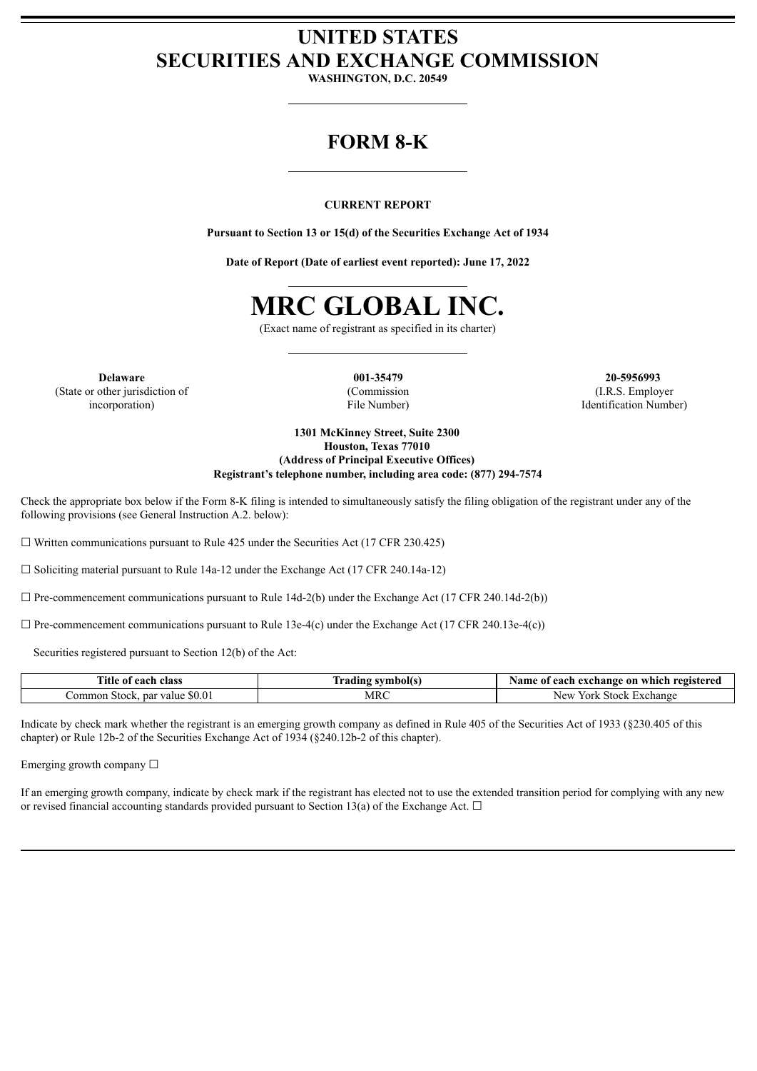# UNITED STATES
# SECURITIES AND EXCHANGE COMMISSION

**WASHINGTON, D.C. 20549**

## FORM 8-K

**CURRENT REPORT**

**Pursuant to Section 13 or 15(d) of the Securities Exchange Act of 1934**

**Date of Report (Date of earliest event reported): June 17, 2022**

# MRC GLOBAL INC.

(Exact name of registrant as specified in its charter)

| **Delaware** | **001-35479** | **20-5956993** |
|---|---|---|
| (State or other jurisdiction of incorporation) | (Commission File Number) | (I.R.S. Employer Identification Number) |

**1301 McKinney Street, Suite 2300**
**Houston, Texas 77010**
**(Address of Principal Executive Offices)**
**Registrant's telephone number, including area code: (877) 294-7574**

Check the appropriate box below if the Form 8-K filing is intended to simultaneously satisfy the filing obligation of the registrant under any of the following provisions (see General Instruction A.2. below):

☐ Written communications pursuant to Rule 425 under the Securities Act (17 CFR 230.425)

☐ Soliciting material pursuant to Rule 14a-12 under the Exchange Act (17 CFR 240.14a-12)

☐ Pre-commencement communications pursuant to Rule 14d-2(b) under the Exchange Act (17 CFR 240.14d-2(b))

☐ Pre-commencement communications pursuant to Rule 13e-4(c) under the Exchange Act (17 CFR 240.13e-4(c))

Securities registered pursuant to Section 12(b) of the Act:

| Title of each class | Trading symbol(s) | Name of each exchange on which registered |
|---|---|---|
| Common Stock, par value $0.01 | MRC | New York Stock Exchange |

Indicate by check mark whether the registrant is an emerging growth company as defined in Rule 405 of the Securities Act of 1933 (§230.405 of this chapter) or Rule 12b-2 of the Securities Exchange Act of 1934 (§240.12b-2 of this chapter).

Emerging growth company ☐

If an emerging growth company, indicate by check mark if the registrant has elected not to use the extended transition period for complying with any new or revised financial accounting standards provided pursuant to Section 13(a) of the Exchange Act. ☐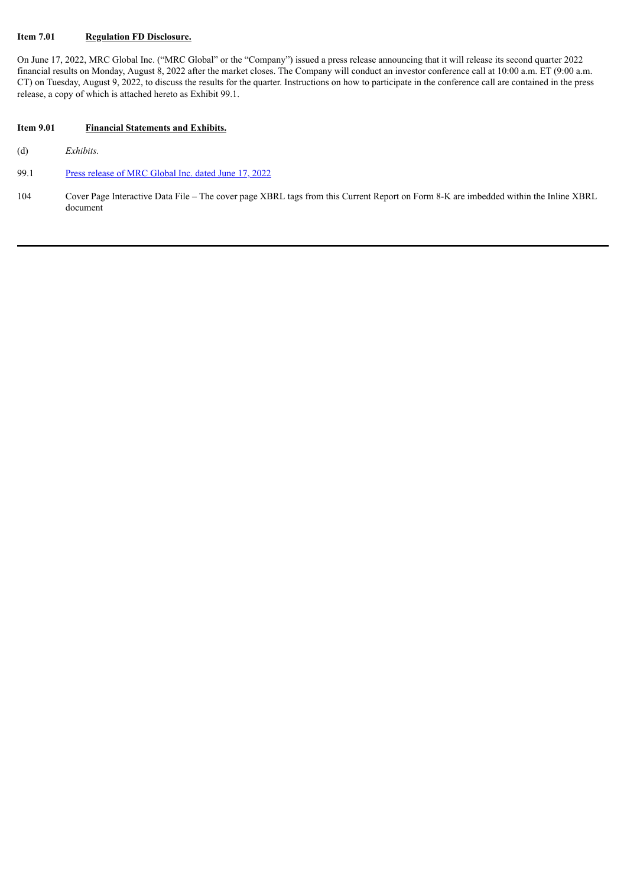**Item 7.01 Regulation FD Disclosure.**

On June 17, 2022, MRC Global Inc. ("MRC Global" or the "Company") issued a press release announcing that it will release its second quarter 2022 financial results on Monday, August 8, 2022 after the market closes. The Company will conduct an investor conference call at 10:00 a.m. ET (9:00 a.m. CT) on Tuesday, August 9, 2022, to discuss the results for the quarter. Instructions on how to participate in the conference call are contained in the press release, a copy of which is attached hereto as Exhibit 99.1.

**Item 9.01 Financial Statements and Exhibits.**

(d) *Exhibits.*

99.1 Press release of MRC Global Inc. dated June 17, 2022

104 Cover Page Interactive Data File – The cover page XBRL tags from this Current Report on Form 8-K are imbedded within the Inline XBRL document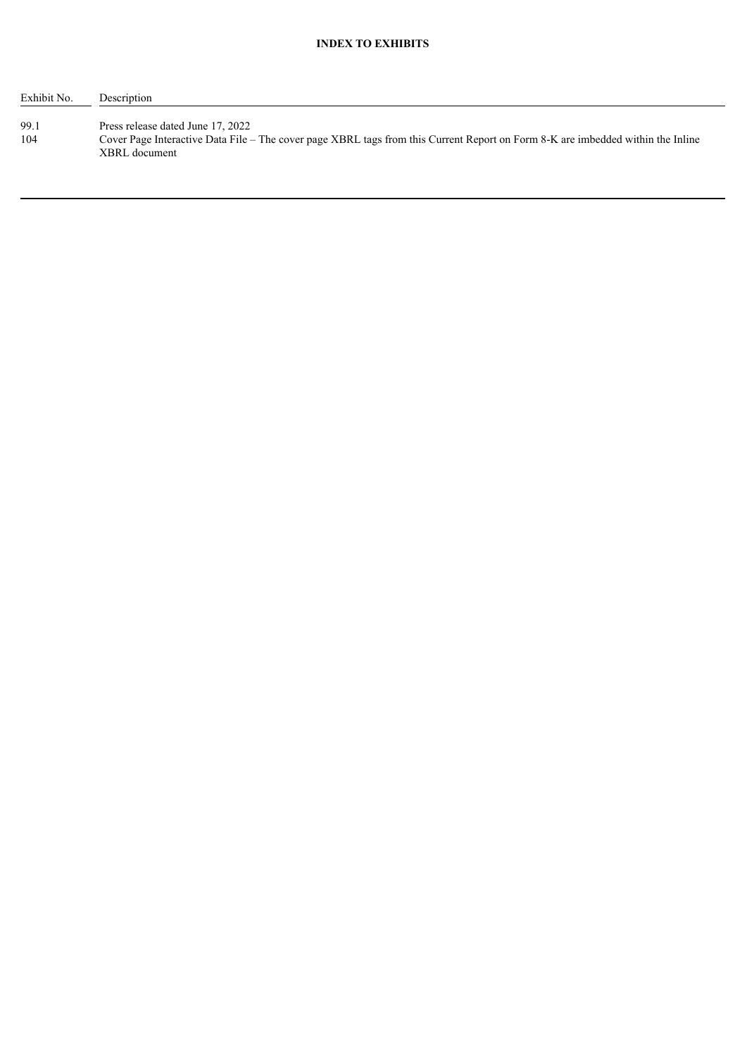**INDEX TO EXHIBITS**

| Exhibit No. | Description |
|---|---|
| 99.1 | Press release dated June 17, 2022 |
| 104 | Cover Page Interactive Data File – The cover page XBRL tags from this Current Report on Form 8-K are imbedded within the Inline XBRL document |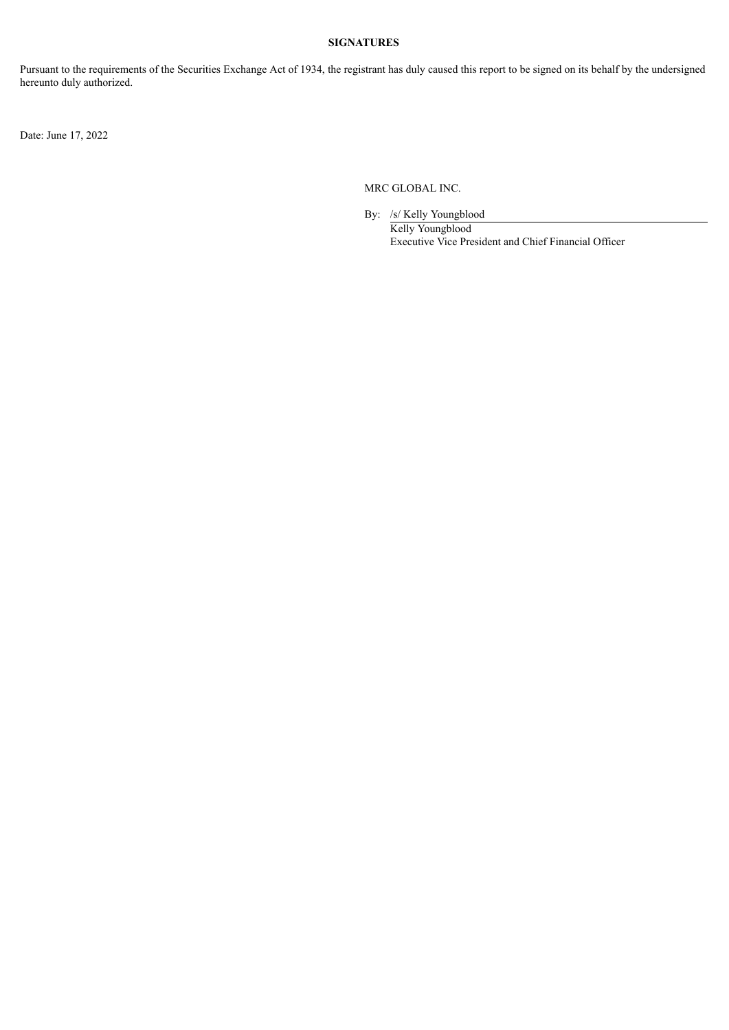**SIGNATURES**

Pursuant to the requirements of the Securities Exchange Act of 1934, the registrant has duly caused this report to be signed on its behalf by the undersigned hereunto duly authorized.

Date: June 17, 2022

MRC GLOBAL INC.

By: /s/ Kelly Youngblood

Kelly Youngblood
Executive Vice President and Chief Financial Officer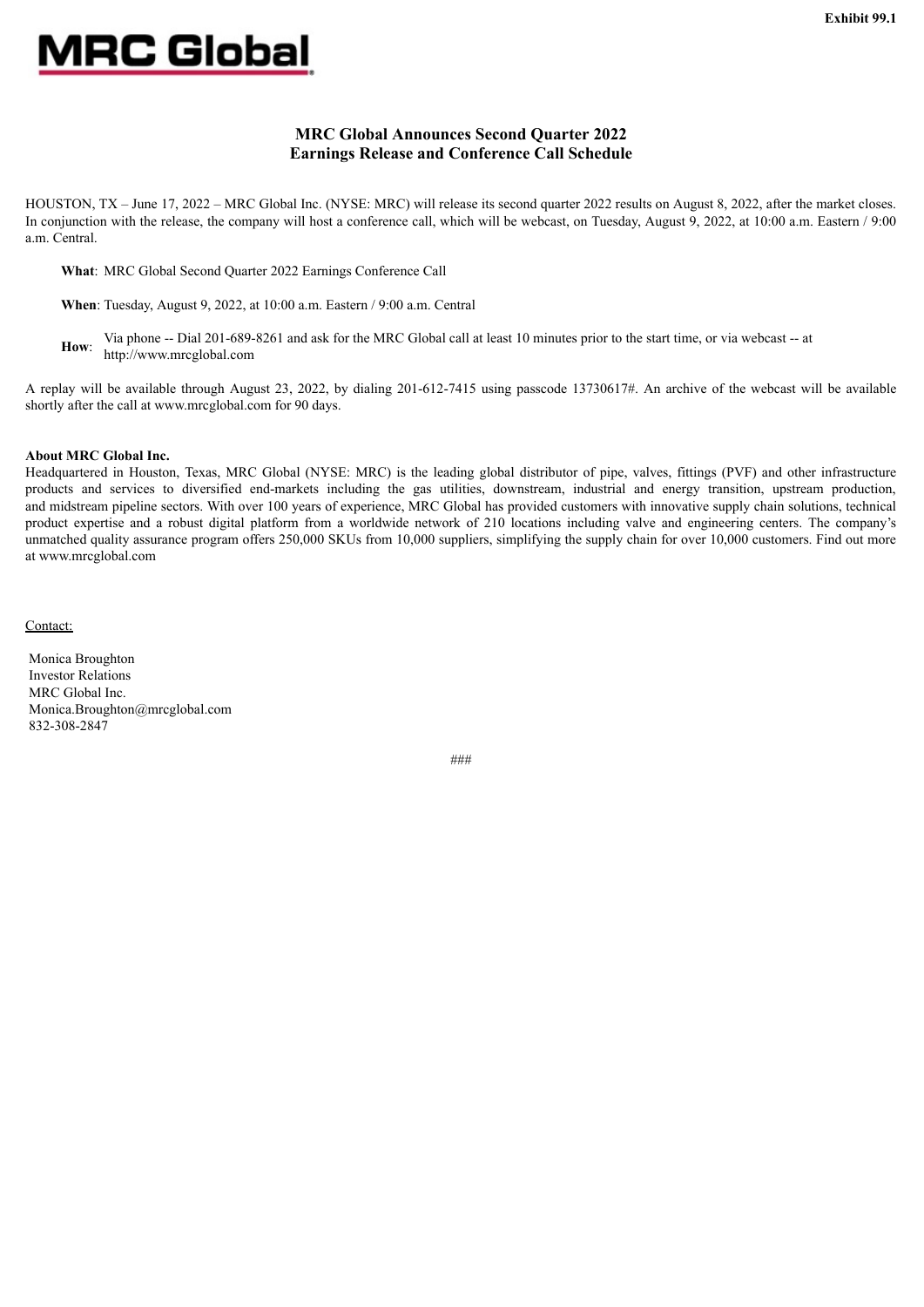Exhibit 99.1

MRC Global

## MRC Global Announces Second Quarter 2022 Earnings Release and Conference Call Schedule

HOUSTON, TX – June 17, 2022 – MRC Global Inc. (NYSE: MRC) will release its second quarter 2022 results on August 8, 2022, after the market closes. In conjunction with the release, the company will host a conference call, which will be webcast, on Tuesday, August 9, 2022, at 10:00 a.m. Eastern / 9:00 a.m. Central.

**What**: MRC Global Second Quarter 2022 Earnings Conference Call

**When**: Tuesday, August 9, 2022, at 10:00 a.m. Eastern / 9:00 a.m. Central

**How**: Via phone -- Dial 201-689-8261 and ask for the MRC Global call at least 10 minutes prior to the start time, or via webcast -- at http://www.mrcglobal.com

A replay will be available through August 23, 2022, by dialing 201-612-7415 using passcode 13730617#. An archive of the webcast will be available shortly after the call at www.mrcglobal.com for 90 days.

**About MRC Global Inc.**

Headquartered in Houston, Texas, MRC Global (NYSE: MRC) is the leading global distributor of pipe, valves, fittings (PVF) and other infrastructure products and services to diversified end-markets including the gas utilities, downstream, industrial and energy transition, upstream production, and midstream pipeline sectors. With over 100 years of experience, MRC Global has provided customers with innovative supply chain solutions, technical product expertise and a robust digital platform from a worldwide network of 210 locations including valve and engineering centers. The company's unmatched quality assurance program offers 250,000 SKUs from 10,000 suppliers, simplifying the supply chain for over 10,000 customers. Find out more at www.mrcglobal.com

Contact:

Monica Broughton
Investor Relations
MRC Global Inc.
Monica.Broughton@mrcglobal.com
832-308-2847

###